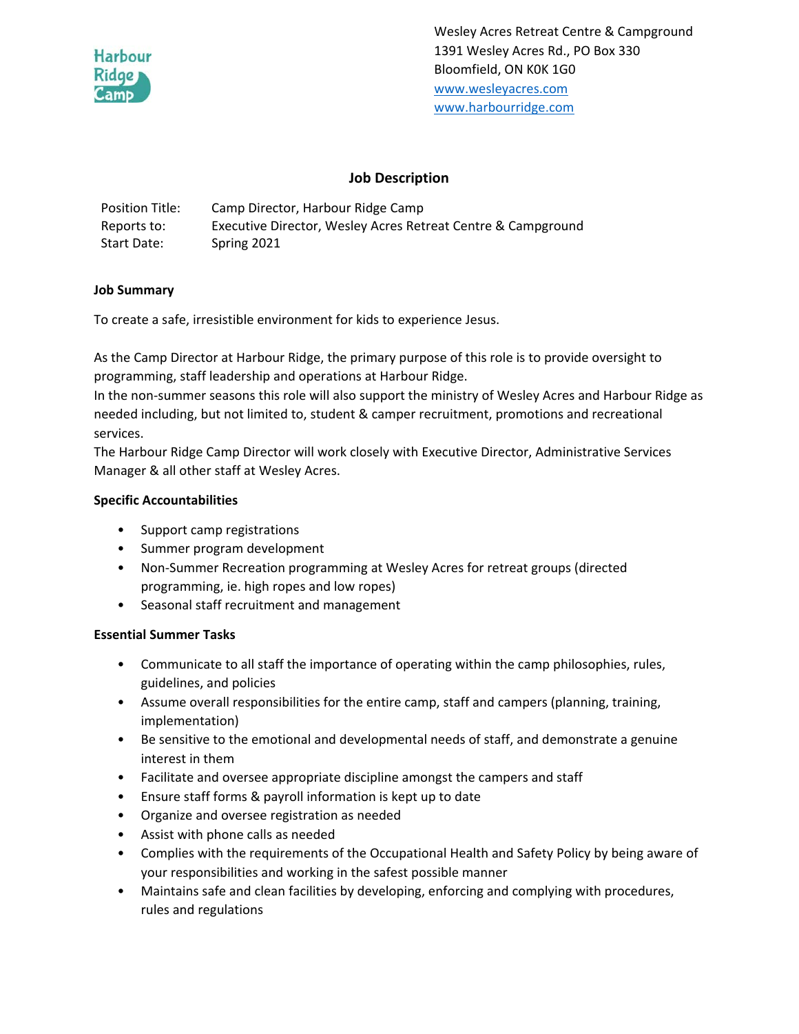Harbour Ridge Camp

Wesley Acres Retreat Centre & Campground
1391 Wesley Acres Rd., PO Box 330
Bloomfield, ON K0K 1G0
www.wesleyacres.com
www.harbourridge.com

## Job Description

| Position Title: | Camp Director, Harbour Ridge Camp |
|---|---|
| Reports to: | Executive Director, Wesley Acres Retreat Centre & Campground |
| Start Date: | Spring 2021 |

### Job Summary

To create a safe, irresistible environment for kids to experience Jesus.

As the Camp Director at Harbour Ridge, the primary purpose of this role is to provide oversight to programming, staff leadership and operations at Harbour Ridge.
In the non-summer seasons this role will also support the ministry of Wesley Acres and Harbour Ridge as needed including, but not limited to, student & camper recruitment, promotions and recreational services.
The Harbour Ridge Camp Director will work closely with Executive Director, Administrative Services Manager & all other staff at Wesley Acres.

### Specific Accountabilities

- Support camp registrations
- Summer program development
- Non-Summer Recreation programming at Wesley Acres for retreat groups (directed programming, ie. high ropes and low ropes)
- Seasonal staff recruitment and management

### Essential Summer Tasks

- Communicate to all staff the importance of operating within the camp philosophies, rules, guidelines, and policies
- Assume overall responsibilities for the entire camp, staff and campers (planning, training, implementation)
- Be sensitive to the emotional and developmental needs of staff, and demonstrate a genuine interest in them
- Facilitate and oversee appropriate discipline amongst the campers and staff
- Ensure staff forms & payroll information is kept up to date
- Organize and oversee registration as needed
- Assist with phone calls as needed
- Complies with the requirements of the Occupational Health and Safety Policy by being aware of your responsibilities and working in the safest possible manner
- Maintains safe and clean facilities by developing, enforcing and complying with procedures, rules and regulations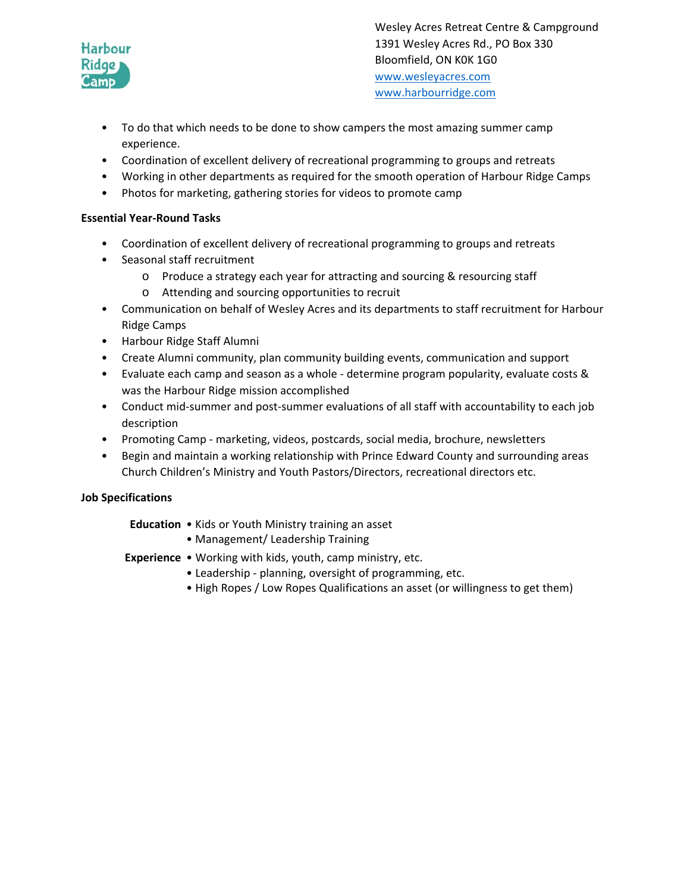- To do that which needs to be done to show campers the most amazing summer camp experience.
- Coordination of excellent delivery of recreational programming to groups and retreats
- Working in other departments as required for the smooth operation of Harbour Ridge Camps
- Photos for marketing, gathering stories for videos to promote camp

**Essential Year-Round Tasks**

- Coordination of excellent delivery of recreational programming to groups and retreats
- Seasonal staff recruitment
  - Produce a strategy each year for attracting and sourcing & resourcing staff
  - Attending and sourcing opportunities to recruit
- Communication on behalf of Wesley Acres and its departments to staff recruitment for Harbour Ridge Camps
- Harbour Ridge Staff Alumni
- Create Alumni community, plan community building events, communication and support
- Evaluate each camp and season as a whole - determine program popularity, evaluate costs & was the Harbour Ridge mission accomplished
- Conduct mid-summer and post-summer evaluations of all staff with accountability to each job description
- Promoting Camp - marketing, videos, postcards, social media, brochure, newsletters
- Begin and maintain a working relationship with Prince Edward County and surrounding areas Church Children's Ministry and Youth Pastors/Directors, recreational directors etc.

**Job Specifications**

**Education**
- Kids or Youth Ministry training an asset
- Management/ Leadership Training

**Experience**
- Working with kids, youth, camp ministry, etc.
- Leadership - planning, oversight of programming, etc.
- High Ropes / Low Ropes Qualifications an asset (or willingness to get them)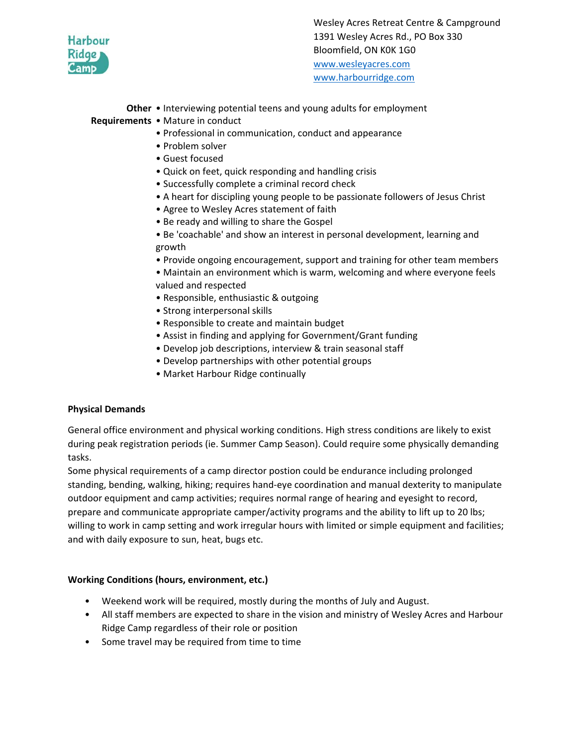Wesley Acres Retreat Centre & Campground
1391 Wesley Acres Rd., PO Box 330
Bloomfield, ON K0K 1G0
www.wesleyacres.com
www.harbourridge.com

**Other Requirements**

- Interviewing potential teens and young adults for employment
- Mature in conduct
- Professional in communication, conduct and appearance
- Problem solver
- Guest focused
- Quick on feet, quick responding and handling crisis
- Successfully complete a criminal record check
- A heart for discipling young people to be passionate followers of Jesus Christ
- Agree to Wesley Acres statement of faith
- Be ready and willing to share the Gospel
- Be 'coachable' and show an interest in personal development, learning and growth
- Provide ongoing encouragement, support and training for other team members
- Maintain an environment which is warm, welcoming and where everyone feels valued and respected
- Responsible, enthusiastic & outgoing
- Strong interpersonal skills
- Responsible to create and maintain budget
- Assist in finding and applying for Government/Grant funding
- Develop job descriptions, interview & train seasonal staff
- Develop partnerships with other potential groups
- Market Harbour Ridge continually

**Physical Demands**

General office environment and physical working conditions. High stress conditions are likely to exist during peak registration periods (ie. Summer Camp Season). Could require some physically demanding tasks.
Some physical requirements of a camp director postion could be endurance including prolonged standing, bending, walking, hiking; requires hand-eye coordination and manual dexterity to manipulate outdoor equipment and camp activities; requires normal range of hearing and eyesight to record, prepare and communicate appropriate camper/activity programs and the ability to lift up to 20 lbs; willing to work in camp setting and work irregular hours with limited or simple equipment and facilities; and with daily exposure to sun, heat, bugs etc.

**Working Conditions (hours, environment, etc.)**

- Weekend work will be required, mostly during the months of July and August.
- All staff members are expected to share in the vision and ministry of Wesley Acres and Harbour Ridge Camp regardless of their role or position
- Some travel may be required from time to time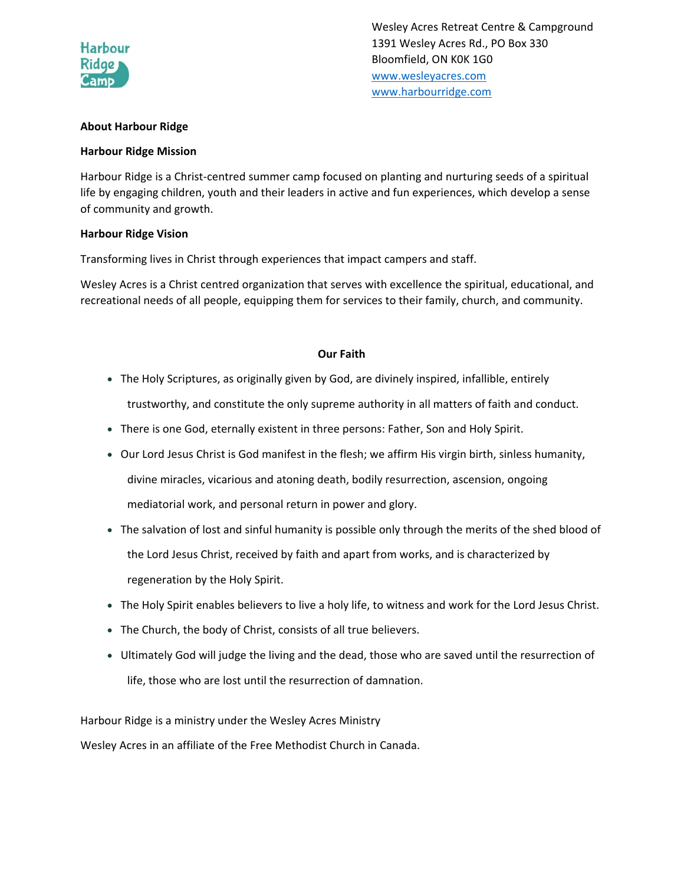Harbour Ridge Camp

Wesley Acres Retreat Centre & Campground
1391 Wesley Acres Rd., PO Box 330
Bloomfield, ON K0K 1G0
www.wesleyacres.com
www.harbourridge.com

**About Harbour Ridge**

**Harbour Ridge Mission**

Harbour Ridge is a Christ-centred summer camp focused on planting and nurturing seeds of a spiritual life by engaging children, youth and their leaders in active and fun experiences, which develop a sense of community and growth.

**Harbour Ridge Vision**

Transforming lives in Christ through experiences that impact campers and staff.

Wesley Acres is a Christ centred organization that serves with excellence the spiritual, educational, and recreational needs of all people, equipping them for services to their family, church, and community.

**Our Faith**

- The Holy Scriptures, as originally given by God, are divinely inspired, infallible, entirely trustworthy, and constitute the only supreme authority in all matters of faith and conduct.
- There is one God, eternally existent in three persons: Father, Son and Holy Spirit.
- Our Lord Jesus Christ is God manifest in the flesh; we affirm His virgin birth, sinless humanity, divine miracles, vicarious and atoning death, bodily resurrection, ascension, ongoing mediatorial work, and personal return in power and glory.
- The salvation of lost and sinful humanity is possible only through the merits of the shed blood of the Lord Jesus Christ, received by faith and apart from works, and is characterized by regeneration by the Holy Spirit.
- The Holy Spirit enables believers to live a holy life, to witness and work for the Lord Jesus Christ.
- The Church, the body of Christ, consists of all true believers.
- Ultimately God will judge the living and the dead, those who are saved until the resurrection of life, those who are lost until the resurrection of damnation.

Harbour Ridge is a ministry under the Wesley Acres Ministry

Wesley Acres in an affiliate of the Free Methodist Church in Canada.